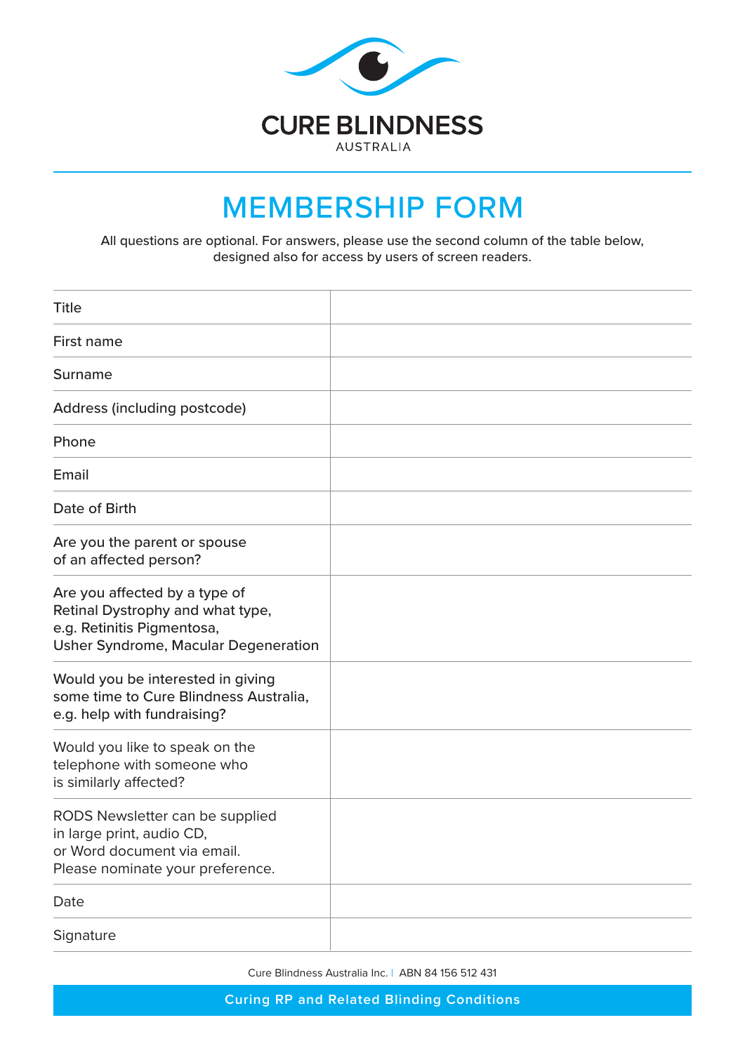CURE BLINDNESS

AUSTRALIA

# MEMBERSHIP FORM

All questions are optional. For answers, please use the second column of the table below, designed also for access by users of screen readers.

| | |
|---|---|
| Title | |
| First name | |
| Surname | |
| Address (including postcode) | |
| Phone | |
| Email | |
| Date of Birth | |
| Are you the parent or spouse of an affected person? | |
| Are you affected by a type of Retinal Dystrophy and what type, e.g. Retinitis Pigmentosa, Usher Syndrome, Macular Degeneration | |
| Would you be interested in giving some time to Cure Blindness Australia, e.g. help with fundraising? | |
| Would you like to speak on the telephone with someone who is similarly affected? | |
| RODS Newsletter can be supplied in large print, audio CD, or Word document via email. Please nominate your preference. | |
| Date | |
| Signature | |

Cure Blindness Australia Inc. | ABN 84 156 512 431

Curing RP and Related Blinding Conditions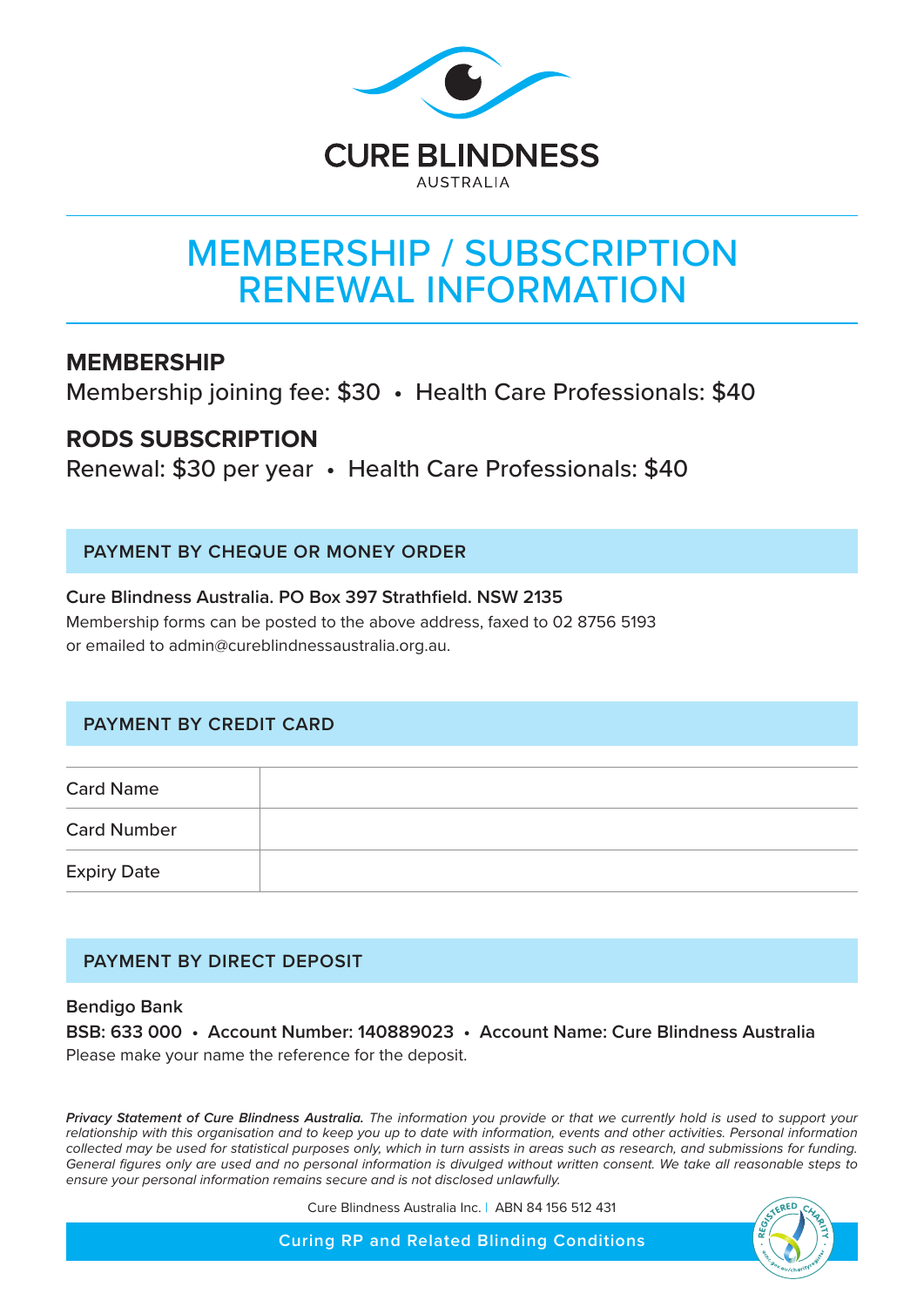CURE BLINDNESS

AUSTRALIA

# MEMBERSHIP / SUBSCRIPTION RENEWAL INFORMATION

## MEMBERSHIP

Membership joining fee: $30 • Health Care Professionals: $40

## RODS SUBSCRIPTION

Renewal: $30 per year • Health Care Professionals: $40

### PAYMENT BY CHEQUE OR MONEY ORDER

**Cure Blindness Australia. PO Box 397 Strathfield. NSW 2135**

Membership forms can be posted to the above address, faxed to 02 8756 5193 or emailed to admin@cureblindnessaustralia.org.au.

### PAYMENT BY CREDIT CARD

| | |
|---|---|
| Card Name | |
| Card Number | |
| Expiry Date | |

### PAYMENT BY DIRECT DEPOSIT

**Bendigo Bank**

**BSB: 633 000 • Account Number: 140889023 • Account Name: Cure Blindness Australia**

Please make your name the reference for the deposit.

***Privacy Statement of Cure Blindness Australia.*** *The information you provide or that we currently hold is used to support your relationship with this organisation and to keep you up to date with information, events and other activities. Personal information collected may be used for statistical purposes only, which in turn assists in areas such as research, and submissions for funding. General figures only are used and no personal information is divulged without written consent. We take all reasonable steps to ensure your personal information remains secure and is not disclosed unlawfully.*

Cure Blindness Australia Inc. | ABN 84 156 512 431

Curing RP and Related Blinding Conditions